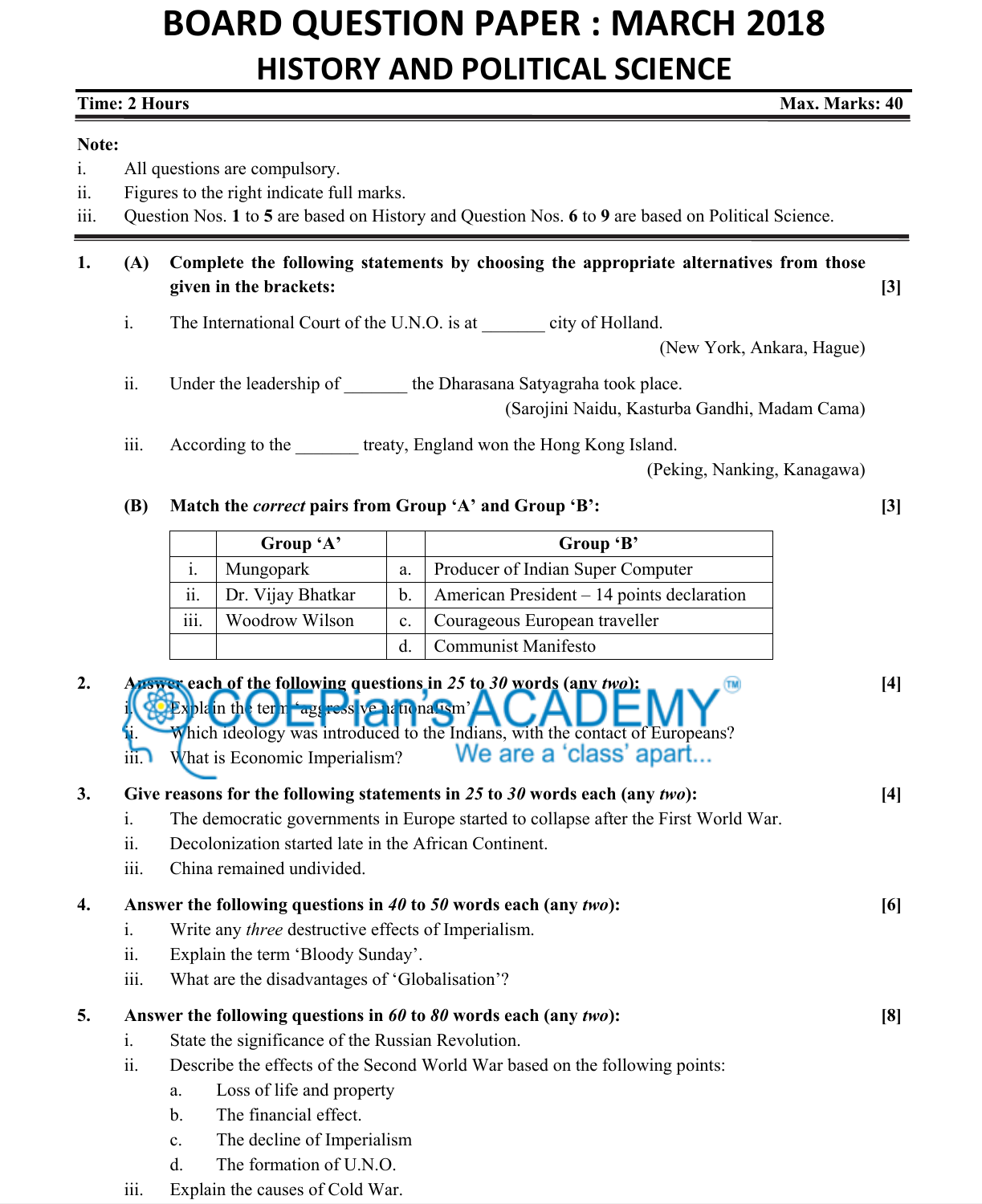# BOARD QUESTION PAPER : MARCH 2018

## HISTORY AND POLITICAL SCIENCE

**Time: 2 Hours** **Max. Marks: 40**

**Note:**

i. All questions are compulsory.
ii. Figures to the right indicate full marks.
iii. Question Nos. **1** to **5** are based on History and Question Nos. **6** to **9** are based on Political Science.

---

**1. (A) Complete the following statements by choosing the appropriate alternatives from those given in the brackets:** **[3]**

i. The International Court of the U.N.O. is at _______ city of Holland.
(New York, Ankara, Hague)

ii. Under the leadership of _______ the Dharasana Satyagraha took place.
(Sarojini Naidu, Kasturba Gandhi, Madam Cama)

iii. According to the _______ treaty, England won the Hong Kong Island.
(Peking, Nanking, Kanagawa)

**(B) Match the *correct* pairs from Group 'A' and Group 'B':** **[3]**

| | Group 'A' | | Group 'B' |
|---|---|---|---|
| i. | Mungopark | a. | Producer of Indian Super Computer |
| ii. | Dr. Vijay Bhatkar | b. | American President – 14 points declaration |
| iii. | Woodrow Wilson | c. | Courageous European traveller |
| | | d. | Communist Manifesto |

**2. Answer each of the following questions in *25* to *30* words (any *two*):** **[4]**

i. Explain the term 'aggressive nationalism'.
ii. Which ideology was introduced to the Indians, with the contact of Europeans?
iii. What is Economic Imperialism?

**3. Give reasons for the following statements in *25* to *30* words each (any *two*):** **[4]**

i. The democratic governments in Europe started to collapse after the First World War.
ii. Decolonization started late in the African Continent.
iii. China remained undivided.

**4. Answer the following questions in *40* to *50* words each (any *two*):** **[6]**

i. Write any *three* destructive effects of Imperialism.
ii. Explain the term 'Bloody Sunday'.
iii. What are the disadvantages of 'Globalisation'?

**5. Answer the following questions in *60* to *80* words each (any *two*):** **[8]**

i. State the significance of the Russian Revolution.
ii. Describe the effects of the Second World War based on the following points:
   a. Loss of life and property
   b. The financial effect.
   c. The decline of Imperialism
   d. The formation of U.N.O.
iii. Explain the causes of Cold War.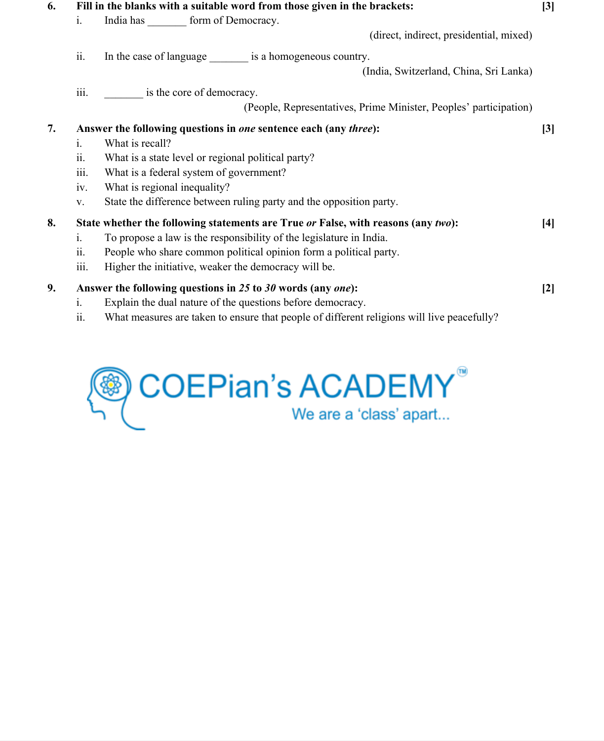**6. Fill in the blanks with a suitable word from those given in the brackets:** **[3]**

i. India has _______ form of Democracy.

(direct, indirect, presidential, mixed)

ii. In the case of language _______ is a homogeneous country.

(India, Switzerland, China, Sri Lanka)

iii. _______ is the core of democracy.

(People, Representatives, Prime Minister, Peoples' participation)

**7. Answer the following questions in *one* sentence each (any *three*):** **[3]**

i. What is recall?

ii. What is a state level or regional political party?

iii. What is a federal system of government?

iv. What is regional inequality?

v. State the difference between ruling party and the opposition party.

**8. State whether the following statements are True *or* False, with reasons (any *two*):** **[4]**

i. To propose a law is the responsibility of the legislature in India.

ii. People who share common political opinion form a political party.

iii. Higher the initiative, weaker the democracy will be.

**9. Answer the following questions in *25* to *30* words (any *one*):** **[2]**

i. Explain the dual nature of the questions before democracy.

ii. What measures are taken to ensure that people of different religions will live peacefully?

COEPian's ACADEMY™

We are a 'class' apart...